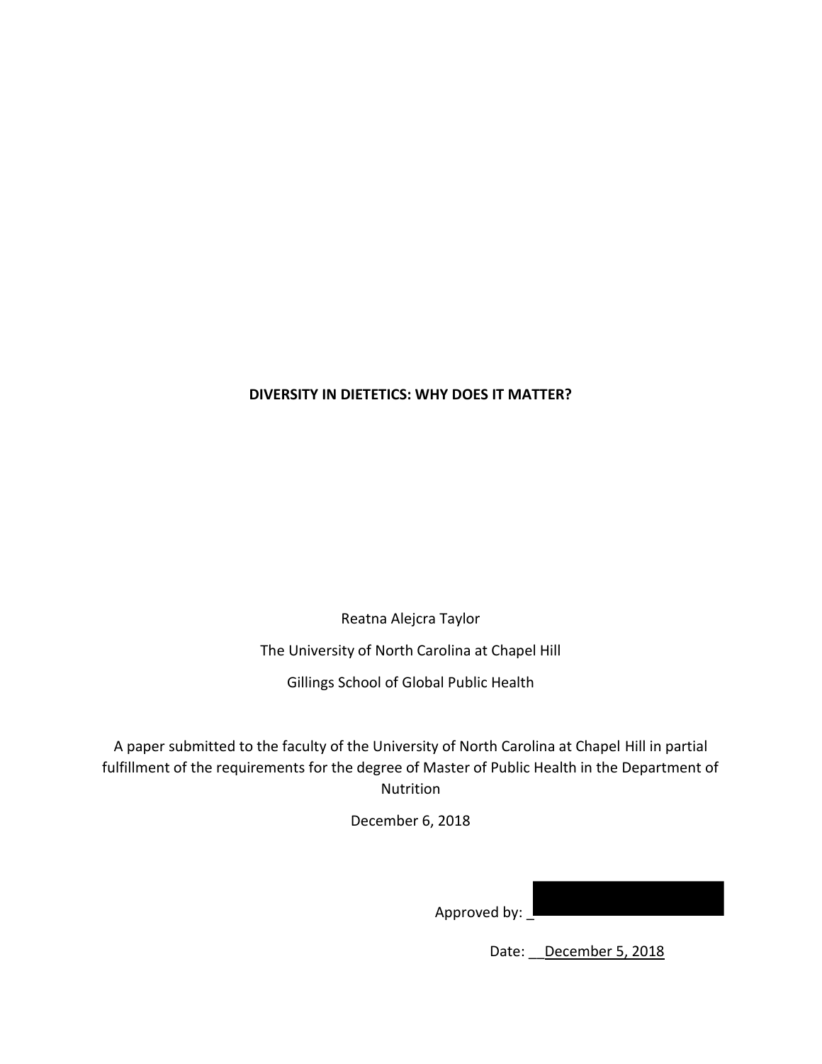**DIVERSITY IN DIETETICS: WHY DOES IT MATTER?**

Reatna Alejcra Taylor

The University of North Carolina at Chapel Hill

Gillings School of Global Public Health

A paper submitted to the faculty of the University of North Carolina at Chapel Hill in partial fulfillment of the requirements for the degree of Master of Public Health in the Department of Nutrition

December 6, 2018

Approved by: _

Date: __December 5, 2018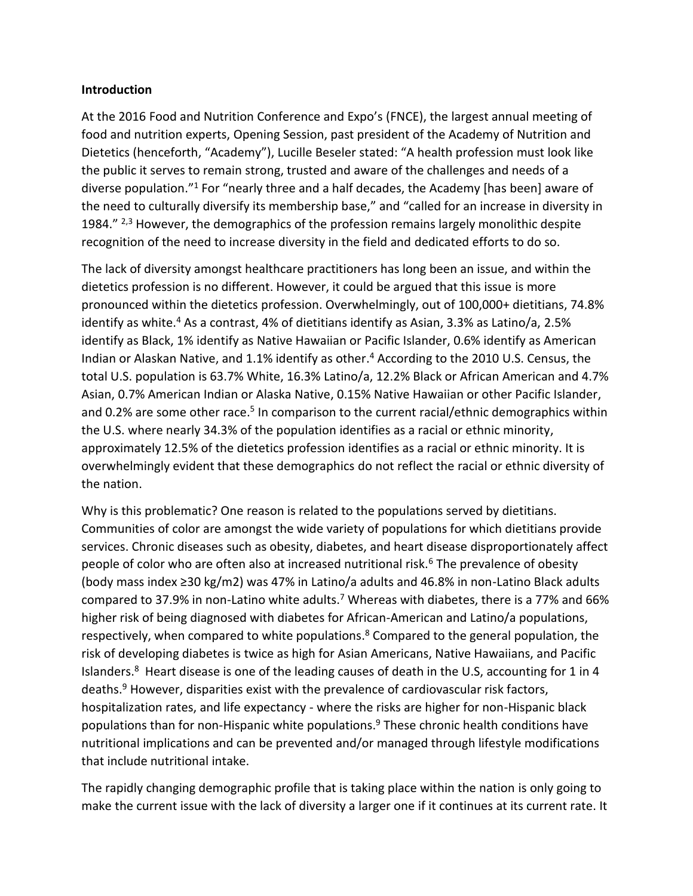**Introduction**

At the 2016 Food and Nutrition Conference and Expo's (FNCE), the largest annual meeting of food and nutrition experts, Opening Session, past president of the Academy of Nutrition and Dietetics (henceforth, "Academy"), Lucille Beseler stated: "A health profession must look like the public it serves to remain strong, trusted and aware of the challenges and needs of a diverse population."[1] For "nearly three and a half decades, the Academy [has been] aware of the need to culturally diversify its membership base," and "called for an increase in diversity in 1984." [2,3] However, the demographics of the profession remains largely monolithic despite recognition of the need to increase diversity in the field and dedicated efforts to do so.

The lack of diversity amongst healthcare practitioners has long been an issue, and within the dietetics profession is no different. However, it could be argued that this issue is more pronounced within the dietetics profession. Overwhelmingly, out of 100,000+ dietitians, 74.8% identify as white.[4] As a contrast, 4% of dietitians identify as Asian, 3.3% as Latino/a, 2.5% identify as Black, 1% identify as Native Hawaiian or Pacific Islander, 0.6% identify as American Indian or Alaskan Native, and 1.1% identify as other.[4] According to the 2010 U.S. Census, the total U.S. population is 63.7% White, 16.3% Latino/a, 12.2% Black or African American and 4.7% Asian, 0.7% American Indian or Alaska Native, 0.15% Native Hawaiian or other Pacific Islander, and 0.2% are some other race.[5] In comparison to the current racial/ethnic demographics within the U.S. where nearly 34.3% of the population identifies as a racial or ethnic minority, approximately 12.5% of the dietetics profession identifies as a racial or ethnic minority. It is overwhelmingly evident that these demographics do not reflect the racial or ethnic diversity of the nation.

Why is this problematic? One reason is related to the populations served by dietitians. Communities of color are amongst the wide variety of populations for which dietitians provide services. Chronic diseases such as obesity, diabetes, and heart disease disproportionately affect people of color who are often also at increased nutritional risk.[6] The prevalence of obesity (body mass index ≥30 kg/m2) was 47% in Latino/a adults and 46.8% in non-Latino Black adults compared to 37.9% in non-Latino white adults.[7] Whereas with diabetes, there is a 77% and 66% higher risk of being diagnosed with diabetes for African-American and Latino/a populations, respectively, when compared to white populations.[8] Compared to the general population, the risk of developing diabetes is twice as high for Asian Americans, Native Hawaiians, and Pacific Islanders.[8] Heart disease is one of the leading causes of death in the U.S, accounting for 1 in 4 deaths.[9] However, disparities exist with the prevalence of cardiovascular risk factors, hospitalization rates, and life expectancy - where the risks are higher for non-Hispanic black populations than for non-Hispanic white populations.[9] These chronic health conditions have nutritional implications and can be prevented and/or managed through lifestyle modifications that include nutritional intake.

The rapidly changing demographic profile that is taking place within the nation is only going to make the current issue with the lack of diversity a larger one if it continues at its current rate. It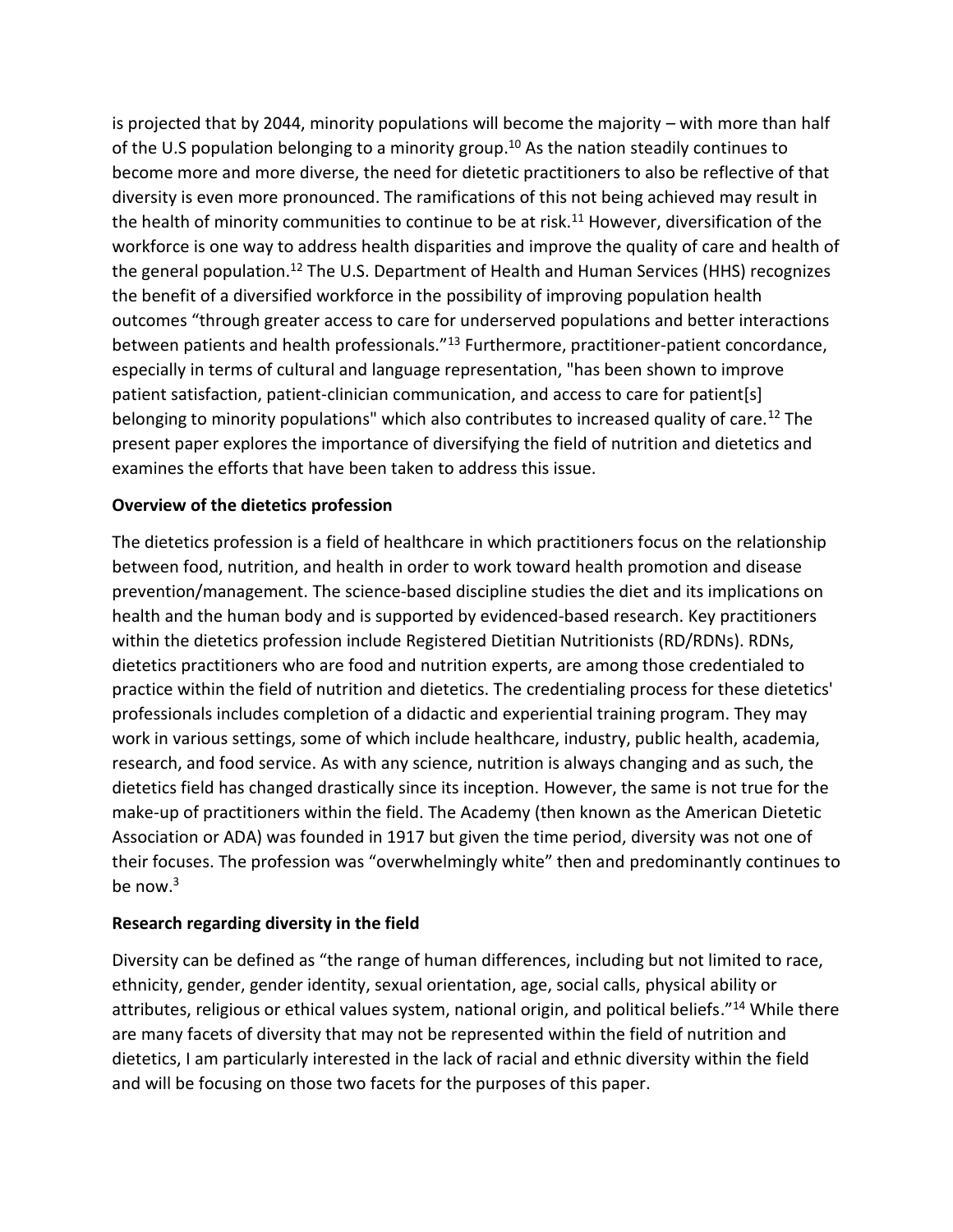is projected that by 2044, minority populations will become the majority – with more than half of the U.S population belonging to a minority group.[10] As the nation steadily continues to become more and more diverse, the need for dietetic practitioners to also be reflective of that diversity is even more pronounced. The ramifications of this not being achieved may result in the health of minority communities to continue to be at risk.[11] However, diversification of the workforce is one way to address health disparities and improve the quality of care and health of the general population.[12] The U.S. Department of Health and Human Services (HHS) recognizes the benefit of a diversified workforce in the possibility of improving population health outcomes "through greater access to care for underserved populations and better interactions between patients and health professionals."[13] Furthermore, practitioner-patient concordance, especially in terms of cultural and language representation, "has been shown to improve patient satisfaction, patient-clinician communication, and access to care for patient[s] belonging to minority populations" which also contributes to increased quality of care.[12] The present paper explores the importance of diversifying the field of nutrition and dietetics and examines the efforts that have been taken to address this issue.

**Overview of the dietetics profession**

The dietetics profession is a field of healthcare in which practitioners focus on the relationship between food, nutrition, and health in order to work toward health promotion and disease prevention/management. The science-based discipline studies the diet and its implications on health and the human body and is supported by evidenced-based research. Key practitioners within the dietetics profession include Registered Dietitian Nutritionists (RD/RDNs). RDNs, dietetics practitioners who are food and nutrition experts, are among those credentialed to practice within the field of nutrition and dietetics. The credentialing process for these dietetics' professionals includes completion of a didactic and experiential training program. They may work in various settings, some of which include healthcare, industry, public health, academia, research, and food service. As with any science, nutrition is always changing and as such, the dietetics field has changed drastically since its inception. However, the same is not true for the make-up of practitioners within the field. The Academy (then known as the American Dietetic Association or ADA) was founded in 1917 but given the time period, diversity was not one of their focuses. The profession was "overwhelmingly white" then and predominantly continues to be now.[3]

**Research regarding diversity in the field**

Diversity can be defined as "the range of human differences, including but not limited to race, ethnicity, gender, gender identity, sexual orientation, age, social calls, physical ability or attributes, religious or ethical values system, national origin, and political beliefs."[14] While there are many facets of diversity that may not be represented within the field of nutrition and dietetics, I am particularly interested in the lack of racial and ethnic diversity within the field and will be focusing on those two facets for the purposes of this paper.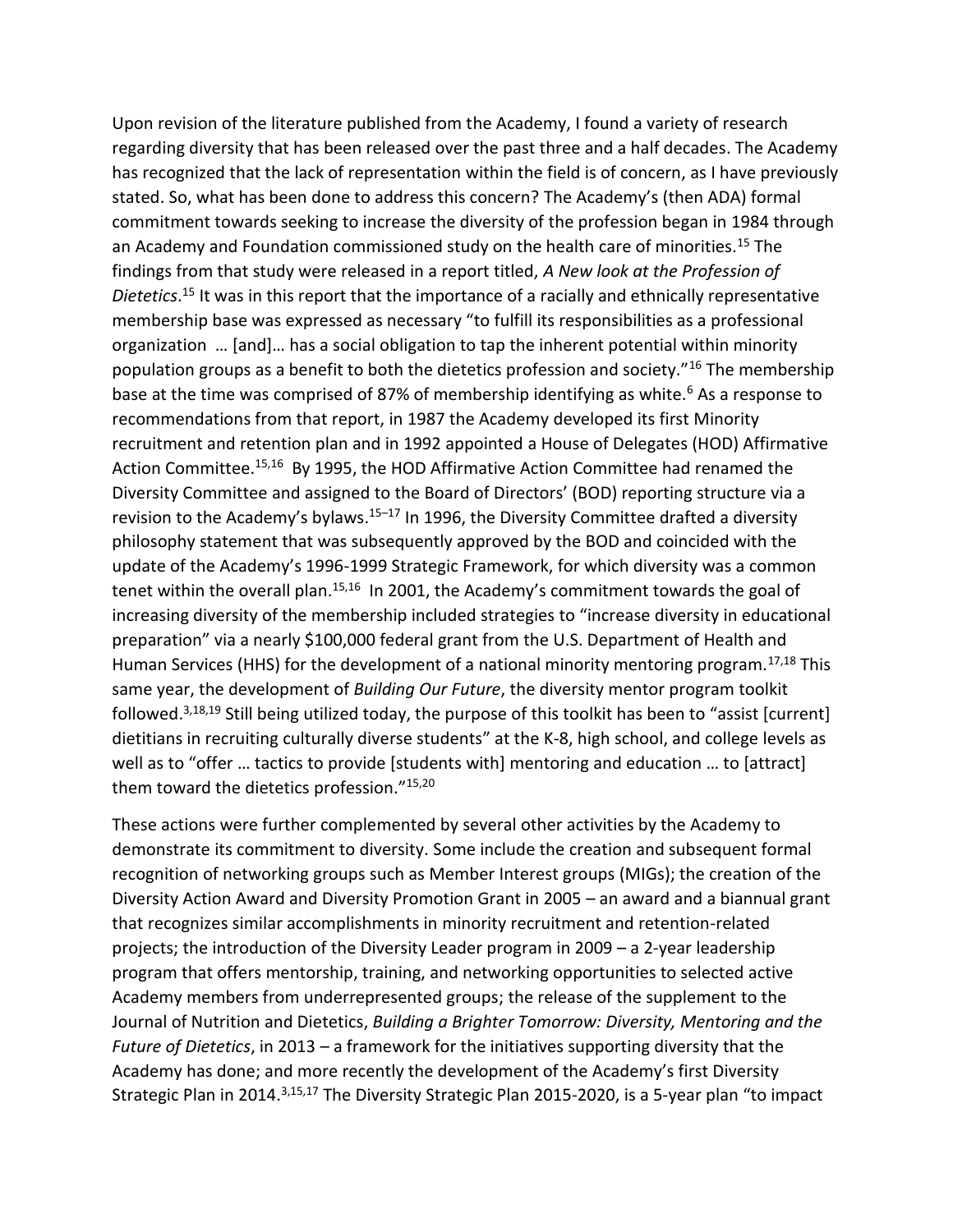Upon revision of the literature published from the Academy, I found a variety of research regarding diversity that has been released over the past three and a half decades. The Academy has recognized that the lack of representation within the field is of concern, as I have previously stated. So, what has been done to address this concern? The Academy's (then ADA) formal commitment towards seeking to increase the diversity of the profession began in 1984 through an Academy and Foundation commissioned study on the health care of minorities.[15] The findings from that study were released in a report titled, *A New look at the Profession of Dietetics*.[15] It was in this report that the importance of a racially and ethnically representative membership base was expressed as necessary "to fulfill its responsibilities as a professional organization … [and]… has a social obligation to tap the inherent potential within minority population groups as a benefit to both the dietetics profession and society."[16] The membership base at the time was comprised of 87% of membership identifying as white.[6] As a response to recommendations from that report, in 1987 the Academy developed its first Minority recruitment and retention plan and in 1992 appointed a House of Delegates (HOD) Affirmative Action Committee.[15,16] By 1995, the HOD Affirmative Action Committee had renamed the Diversity Committee and assigned to the Board of Directors' (BOD) reporting structure via a revision to the Academy's bylaws.[15–17] In 1996, the Diversity Committee drafted a diversity philosophy statement that was subsequently approved by the BOD and coincided with the update of the Academy's 1996-1999 Strategic Framework, for which diversity was a common tenet within the overall plan.[15,16] In 2001, the Academy's commitment towards the goal of increasing diversity of the membership included strategies to "increase diversity in educational preparation" via a nearly $100,000 federal grant from the U.S. Department of Health and Human Services (HHS) for the development of a national minority mentoring program.[17,18] This same year, the development of *Building Our Future*, the diversity mentor program toolkit followed.[3,18,19] Still being utilized today, the purpose of this toolkit has been to "assist [current] dietitians in recruiting culturally diverse students" at the K-8, high school, and college levels as well as to "offer … tactics to provide [students with] mentoring and education … to [attract] them toward the dietetics profession."[15,20]

These actions were further complemented by several other activities by the Academy to demonstrate its commitment to diversity. Some include the creation and subsequent formal recognition of networking groups such as Member Interest groups (MIGs); the creation of the Diversity Action Award and Diversity Promotion Grant in 2005 – an award and a biannual grant that recognizes similar accomplishments in minority recruitment and retention-related projects; the introduction of the Diversity Leader program in 2009 – a 2-year leadership program that offers mentorship, training, and networking opportunities to selected active Academy members from underrepresented groups; the release of the supplement to the Journal of Nutrition and Dietetics, *Building a Brighter Tomorrow: Diversity, Mentoring and the Future of Dietetics*, in 2013 – a framework for the initiatives supporting diversity that the Academy has done; and more recently the development of the Academy's first Diversity Strategic Plan in 2014.[3,15,17] The Diversity Strategic Plan 2015-2020, is a 5-year plan "to impact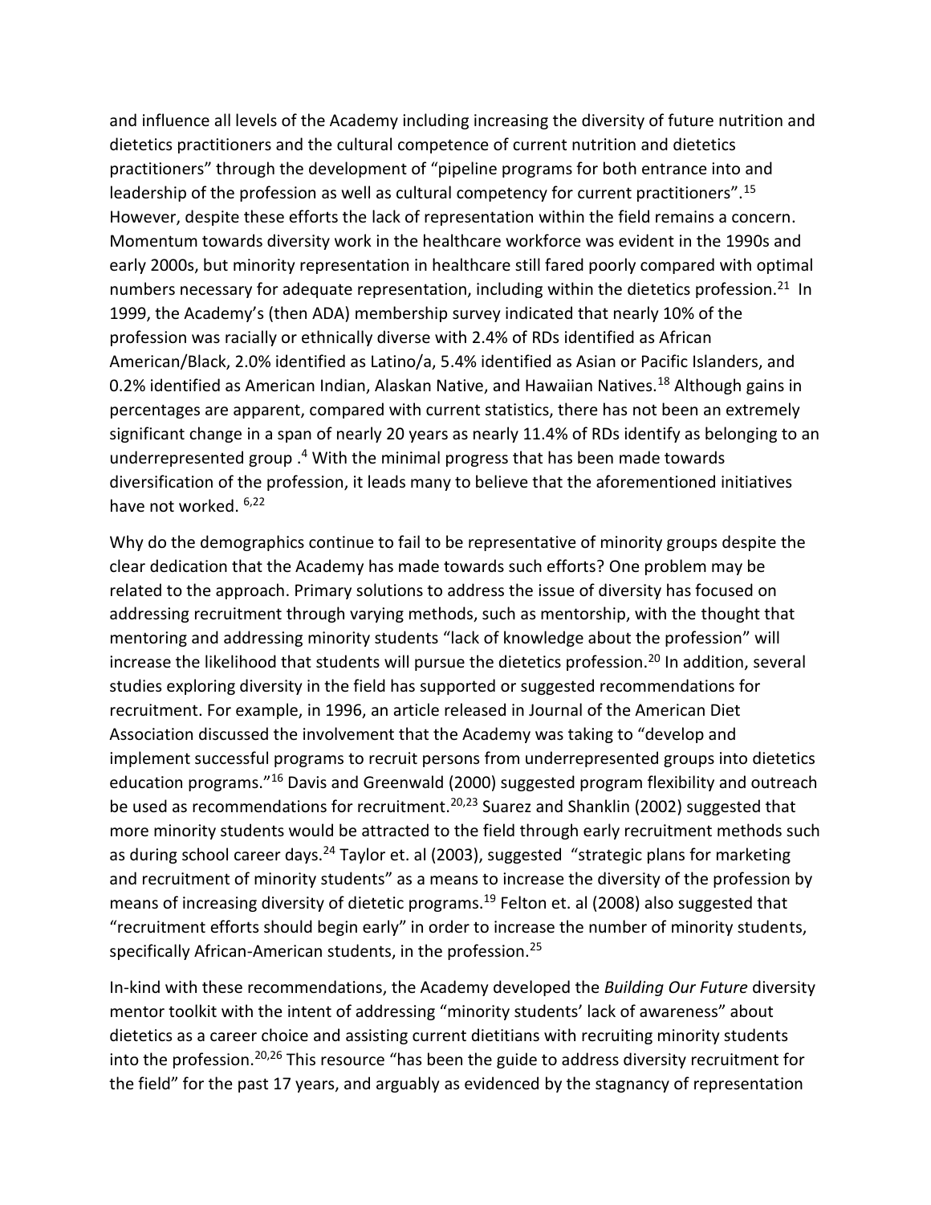and influence all levels of the Academy including increasing the diversity of future nutrition and dietetics practitioners and the cultural competence of current nutrition and dietetics practitioners" through the development of "pipeline programs for both entrance into and leadership of the profession as well as cultural competency for current practitioners".[15] However, despite these efforts the lack of representation within the field remains a concern. Momentum towards diversity work in the healthcare workforce was evident in the 1990s and early 2000s, but minority representation in healthcare still fared poorly compared with optimal numbers necessary for adequate representation, including within the dietetics profession.[21] In 1999, the Academy's (then ADA) membership survey indicated that nearly 10% of the profession was racially or ethnically diverse with 2.4% of RDs identified as African American/Black, 2.0% identified as Latino/a, 5.4% identified as Asian or Pacific Islanders, and 0.2% identified as American Indian, Alaskan Native, and Hawaiian Natives.[18] Although gains in percentages are apparent, compared with current statistics, there has not been an extremely significant change in a span of nearly 20 years as nearly 11.4% of RDs identify as belonging to an underrepresented group .[4] With the minimal progress that has been made towards diversification of the profession, it leads many to believe that the aforementioned initiatives have not worked. [6,22]

Why do the demographics continue to fail to be representative of minority groups despite the clear dedication that the Academy has made towards such efforts? One problem may be related to the approach. Primary solutions to address the issue of diversity has focused on addressing recruitment through varying methods, such as mentorship, with the thought that mentoring and addressing minority students "lack of knowledge about the profession" will increase the likelihood that students will pursue the dietetics profession.[20] In addition, several studies exploring diversity in the field has supported or suggested recommendations for recruitment. For example, in 1996, an article released in Journal of the American Diet Association discussed the involvement that the Academy was taking to "develop and implement successful programs to recruit persons from underrepresented groups into dietetics education programs."[16] Davis and Greenwald (2000) suggested program flexibility and outreach be used as recommendations for recruitment.[20,23] Suarez and Shanklin (2002) suggested that more minority students would be attracted to the field through early recruitment methods such as during school career days.[24] Taylor et. al (2003), suggested "strategic plans for marketing and recruitment of minority students" as a means to increase the diversity of the profession by means of increasing diversity of dietetic programs.[19] Felton et. al (2008) also suggested that "recruitment efforts should begin early" in order to increase the number of minority students, specifically African-American students, in the profession.[25]

In-kind with these recommendations, the Academy developed the *Building Our Future* diversity mentor toolkit with the intent of addressing "minority students' lack of awareness" about dietetics as a career choice and assisting current dietitians with recruiting minority students into the profession.[20,26] This resource "has been the guide to address diversity recruitment for the field" for the past 17 years, and arguably as evidenced by the stagnancy of representation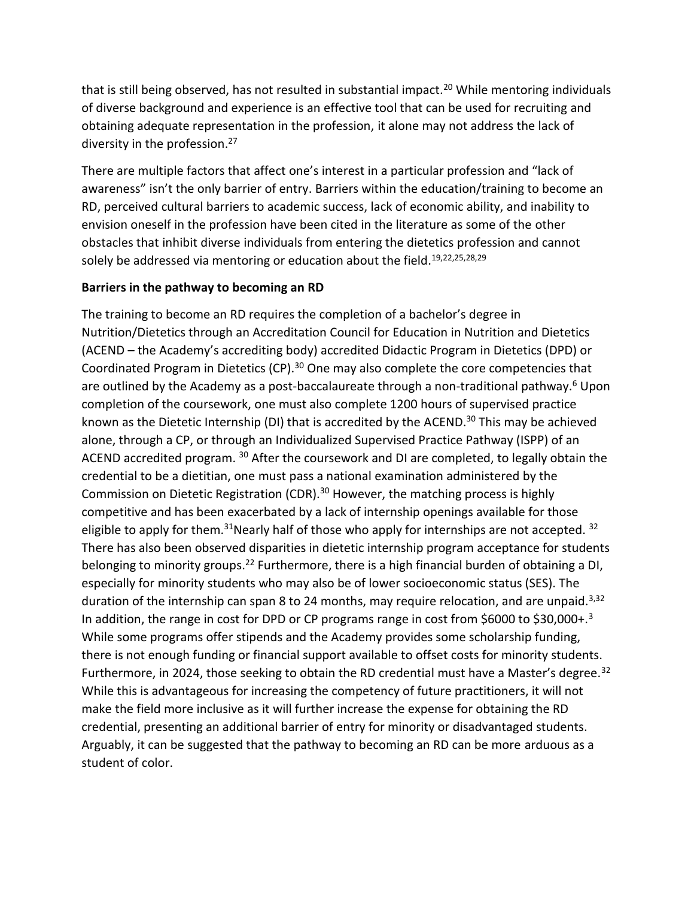that is still being observed, has not resulted in substantial impact.[20] While mentoring individuals of diverse background and experience is an effective tool that can be used for recruiting and obtaining adequate representation in the profession, it alone may not address the lack of diversity in the profession.[27]

There are multiple factors that affect one's interest in a particular profession and "lack of awareness" isn't the only barrier of entry. Barriers within the education/training to become an RD, perceived cultural barriers to academic success, lack of economic ability, and inability to envision oneself in the profession have been cited in the literature as some of the other obstacles that inhibit diverse individuals from entering the dietetics profession and cannot solely be addressed via mentoring or education about the field.[19,22,25,28,29]

**Barriers in the pathway to becoming an RD**

The training to become an RD requires the completion of a bachelor's degree in Nutrition/Dietetics through an Accreditation Council for Education in Nutrition and Dietetics (ACEND – the Academy's accrediting body) accredited Didactic Program in Dietetics (DPD) or Coordinated Program in Dietetics (CP).[30] One may also complete the core competencies that are outlined by the Academy as a post-baccalaureate through a non-traditional pathway.[6] Upon completion of the coursework, one must also complete 1200 hours of supervised practice known as the Dietetic Internship (DI) that is accredited by the ACEND.[30] This may be achieved alone, through a CP, or through an Individualized Supervised Practice Pathway (ISPP) of an ACEND accredited program. [30] After the coursework and DI are completed, to legally obtain the credential to be a dietitian, one must pass a national examination administered by the Commission on Dietetic Registration (CDR).[30] However, the matching process is highly competitive and has been exacerbated by a lack of internship openings available for those eligible to apply for them.[31]Nearly half of those who apply for internships are not accepted. [32] There has also been observed disparities in dietetic internship program acceptance for students belonging to minority groups.[22] Furthermore, there is a high financial burden of obtaining a DI, especially for minority students who may also be of lower socioeconomic status (SES). The duration of the internship can span 8 to 24 months, may require relocation, and are unpaid.[3,32] In addition, the range in cost for DPD or CP programs range in cost from $6000 to $30,000+.[3] While some programs offer stipends and the Academy provides some scholarship funding, there is not enough funding or financial support available to offset costs for minority students. Furthermore, in 2024, those seeking to obtain the RD credential must have a Master's degree.[32] While this is advantageous for increasing the competency of future practitioners, it will not make the field more inclusive as it will further increase the expense for obtaining the RD credential, presenting an additional barrier of entry for minority or disadvantaged students. Arguably, it can be suggested that the pathway to becoming an RD can be more arduous as a student of color.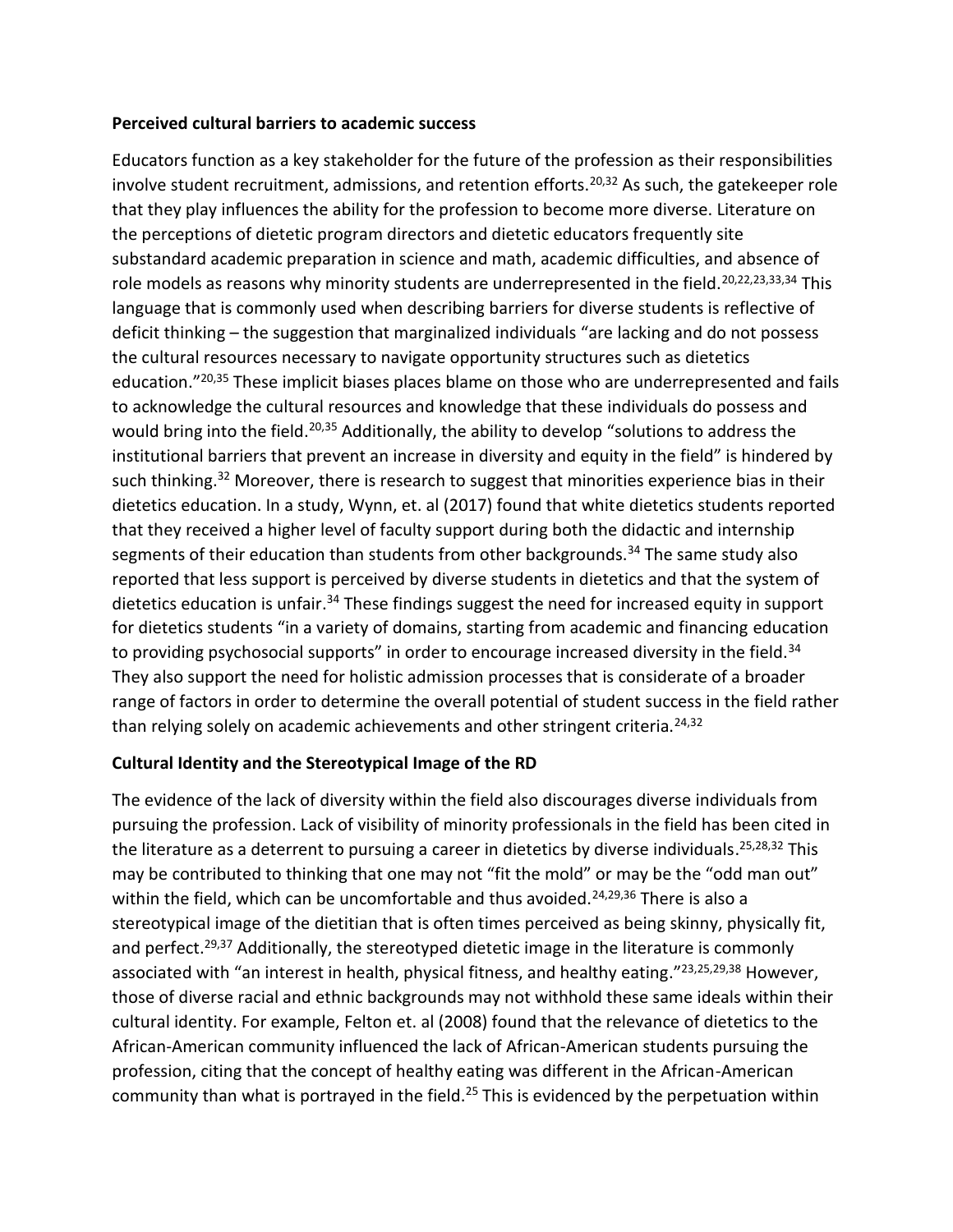**Perceived cultural barriers to academic success**

Educators function as a key stakeholder for the future of the profession as their responsibilities involve student recruitment, admissions, and retention efforts.[20,32] As such, the gatekeeper role that they play influences the ability for the profession to become more diverse. Literature on the perceptions of dietetic program directors and dietetic educators frequently site substandard academic preparation in science and math, academic difficulties, and absence of role models as reasons why minority students are underrepresented in the field.[20,22,23,33,34] This language that is commonly used when describing barriers for diverse students is reflective of deficit thinking – the suggestion that marginalized individuals "are lacking and do not possess the cultural resources necessary to navigate opportunity structures such as dietetics education."[20,35] These implicit biases places blame on those who are underrepresented and fails to acknowledge the cultural resources and knowledge that these individuals do possess and would bring into the field.[20,35] Additionally, the ability to develop "solutions to address the institutional barriers that prevent an increase in diversity and equity in the field" is hindered by such thinking.[32] Moreover, there is research to suggest that minorities experience bias in their dietetics education. In a study, Wynn, et. al (2017) found that white dietetics students reported that they received a higher level of faculty support during both the didactic and internship segments of their education than students from other backgrounds.[34] The same study also reported that less support is perceived by diverse students in dietetics and that the system of dietetics education is unfair.[34] These findings suggest the need for increased equity in support for dietetics students "in a variety of domains, starting from academic and financing education to providing psychosocial supports" in order to encourage increased diversity in the field.[34] They also support the need for holistic admission processes that is considerate of a broader range of factors in order to determine the overall potential of student success in the field rather than relying solely on academic achievements and other stringent criteria.[24,32]

**Cultural Identity and the Stereotypical Image of the RD**

The evidence of the lack of diversity within the field also discourages diverse individuals from pursuing the profession. Lack of visibility of minority professionals in the field has been cited in the literature as a deterrent to pursuing a career in dietetics by diverse individuals.[25,28,32] This may be contributed to thinking that one may not "fit the mold" or may be the "odd man out" within the field, which can be uncomfortable and thus avoided.[24,29,36] There is also a stereotypical image of the dietitian that is often times perceived as being skinny, physically fit, and perfect.[29,37] Additionally, the stereotyped dietetic image in the literature is commonly associated with "an interest in health, physical fitness, and healthy eating."[23,25,29,38] However, those of diverse racial and ethnic backgrounds may not withhold these same ideals within their cultural identity. For example, Felton et. al (2008) found that the relevance of dietetics to the African-American community influenced the lack of African-American students pursuing the profession, citing that the concept of healthy eating was different in the African-American community than what is portrayed in the field.[25] This is evidenced by the perpetuation within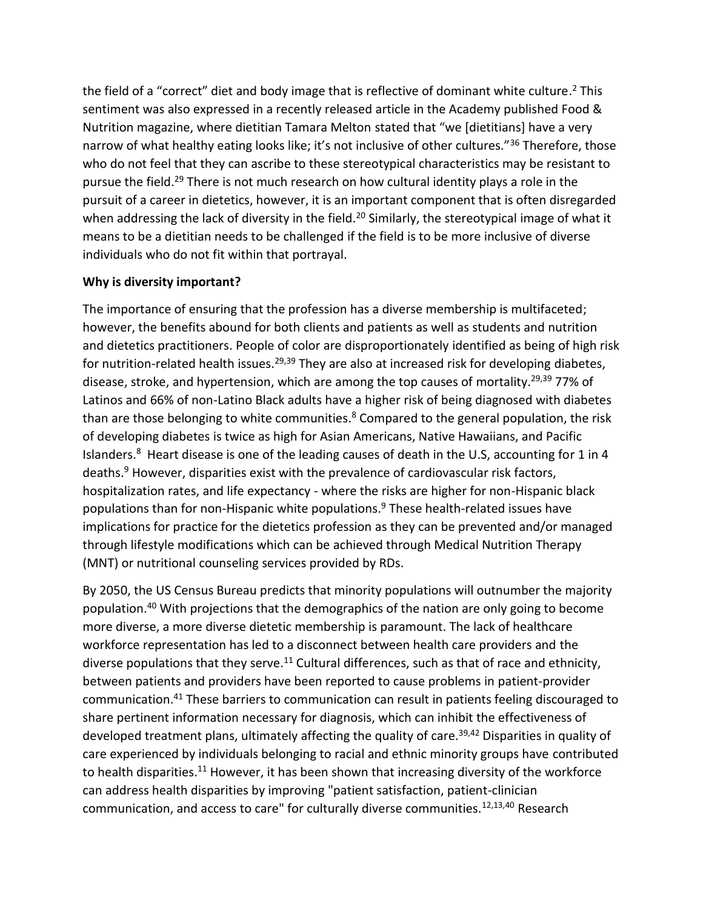the field of a "correct" diet and body image that is reflective of dominant white culture.[2] This sentiment was also expressed in a recently released article in the Academy published Food & Nutrition magazine, where dietitian Tamara Melton stated that "we [dietitians] have a very narrow of what healthy eating looks like; it's not inclusive of other cultures."[36] Therefore, those who do not feel that they can ascribe to these stereotypical characteristics may be resistant to pursue the field.[29] There is not much research on how cultural identity plays a role in the pursuit of a career in dietetics, however, it is an important component that is often disregarded when addressing the lack of diversity in the field.[20] Similarly, the stereotypical image of what it means to be a dietitian needs to be challenged if the field is to be more inclusive of diverse individuals who do not fit within that portrayal.

**Why is diversity important?**

The importance of ensuring that the profession has a diverse membership is multifaceted; however, the benefits abound for both clients and patients as well as students and nutrition and dietetics practitioners. People of color are disproportionately identified as being of high risk for nutrition-related health issues.[29,39] They are also at increased risk for developing diabetes, disease, stroke, and hypertension, which are among the top causes of mortality.[29,39] 77% of Latinos and 66% of non-Latino Black adults have a higher risk of being diagnosed with diabetes than are those belonging to white communities.[8] Compared to the general population, the risk of developing diabetes is twice as high for Asian Americans, Native Hawaiians, and Pacific Islanders.[8] Heart disease is one of the leading causes of death in the U.S, accounting for 1 in 4 deaths.[9] However, disparities exist with the prevalence of cardiovascular risk factors, hospitalization rates, and life expectancy - where the risks are higher for non-Hispanic black populations than for non-Hispanic white populations.[9] These health-related issues have implications for practice for the dietetics profession as they can be prevented and/or managed through lifestyle modifications which can be achieved through Medical Nutrition Therapy (MNT) or nutritional counseling services provided by RDs.

By 2050, the US Census Bureau predicts that minority populations will outnumber the majority population.[40] With projections that the demographics of the nation are only going to become more diverse, a more diverse dietetic membership is paramount. The lack of healthcare workforce representation has led to a disconnect between health care providers and the diverse populations that they serve.[11] Cultural differences, such as that of race and ethnicity, between patients and providers have been reported to cause problems in patient-provider communication.[41] These barriers to communication can result in patients feeling discouraged to share pertinent information necessary for diagnosis, which can inhibit the effectiveness of developed treatment plans, ultimately affecting the quality of care.[39,42] Disparities in quality of care experienced by individuals belonging to racial and ethnic minority groups have contributed to health disparities.[11] However, it has been shown that increasing diversity of the workforce can address health disparities by improving "patient satisfaction, patient-clinician communication, and access to care" for culturally diverse communities.[12,13,40] Research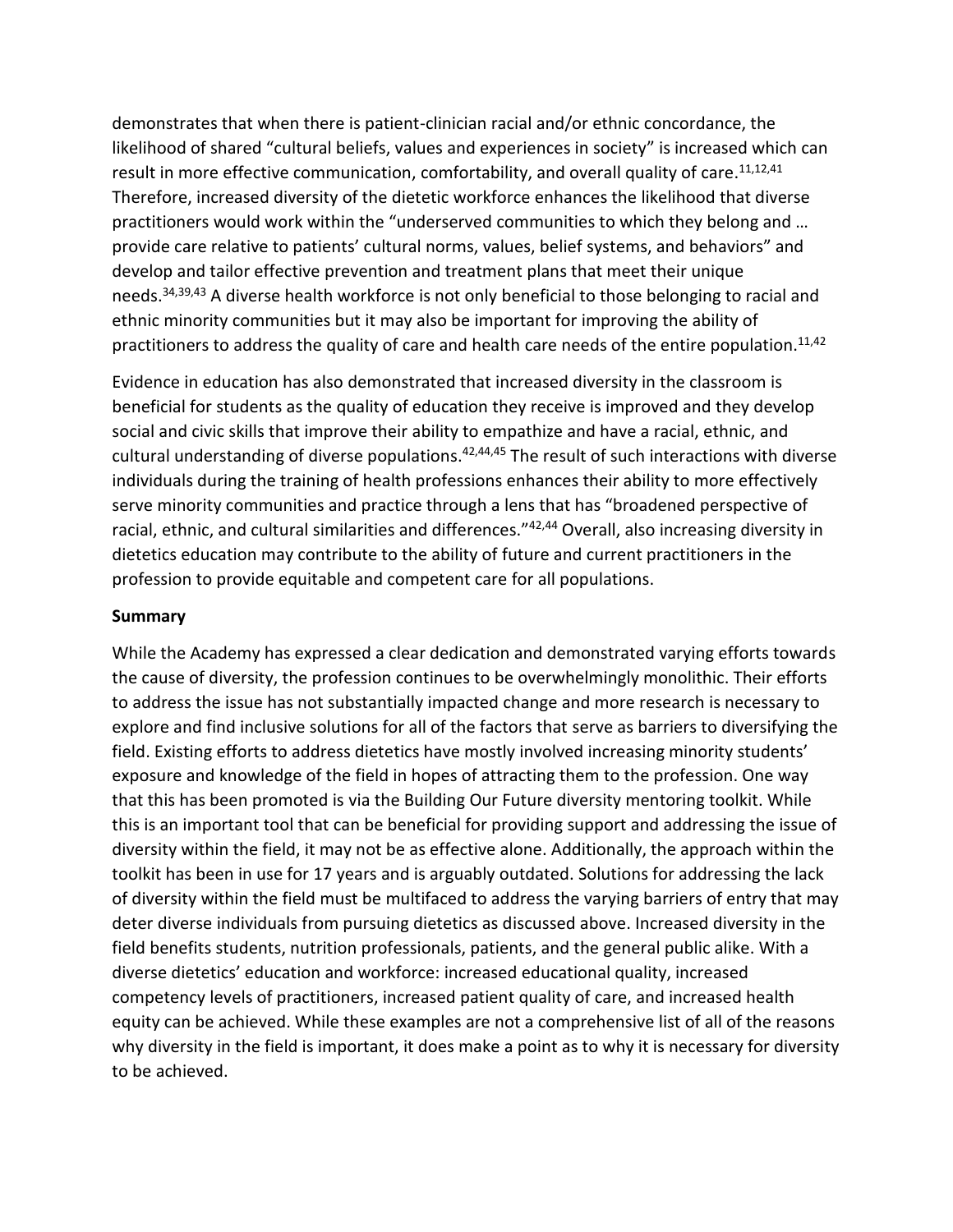demonstrates that when there is patient-clinician racial and/or ethnic concordance, the likelihood of shared "cultural beliefs, values and experiences in society" is increased which can result in more effective communication, comfortability, and overall quality of care.[11,12,41] Therefore, increased diversity of the dietetic workforce enhances the likelihood that diverse practitioners would work within the "underserved communities to which they belong and … provide care relative to patients' cultural norms, values, belief systems, and behaviors" and develop and tailor effective prevention and treatment plans that meet their unique needs.[34,39,43] A diverse health workforce is not only beneficial to those belonging to racial and ethnic minority communities but it may also be important for improving the ability of practitioners to address the quality of care and health care needs of the entire population.[11,42]

Evidence in education has also demonstrated that increased diversity in the classroom is beneficial for students as the quality of education they receive is improved and they develop social and civic skills that improve their ability to empathize and have a racial, ethnic, and cultural understanding of diverse populations.[42,44,45] The result of such interactions with diverse individuals during the training of health professions enhances their ability to more effectively serve minority communities and practice through a lens that has "broadened perspective of racial, ethnic, and cultural similarities and differences."[42,44] Overall, also increasing diversity in dietetics education may contribute to the ability of future and current practitioners in the profession to provide equitable and competent care for all populations.

**Summary**

While the Academy has expressed a clear dedication and demonstrated varying efforts towards the cause of diversity, the profession continues to be overwhelmingly monolithic. Their efforts to address the issue has not substantially impacted change and more research is necessary to explore and find inclusive solutions for all of the factors that serve as barriers to diversifying the field. Existing efforts to address dietetics have mostly involved increasing minority students' exposure and knowledge of the field in hopes of attracting them to the profession. One way that this has been promoted is via the Building Our Future diversity mentoring toolkit. While this is an important tool that can be beneficial for providing support and addressing the issue of diversity within the field, it may not be as effective alone. Additionally, the approach within the toolkit has been in use for 17 years and is arguably outdated. Solutions for addressing the lack of diversity within the field must be multifaced to address the varying barriers of entry that may deter diverse individuals from pursuing dietetics as discussed above. Increased diversity in the field benefits students, nutrition professionals, patients, and the general public alike. With a diverse dietetics' education and workforce: increased educational quality, increased competency levels of practitioners, increased patient quality of care, and increased health equity can be achieved. While these examples are not a comprehensive list of all of the reasons why diversity in the field is important, it does make a point as to why it is necessary for diversity to be achieved.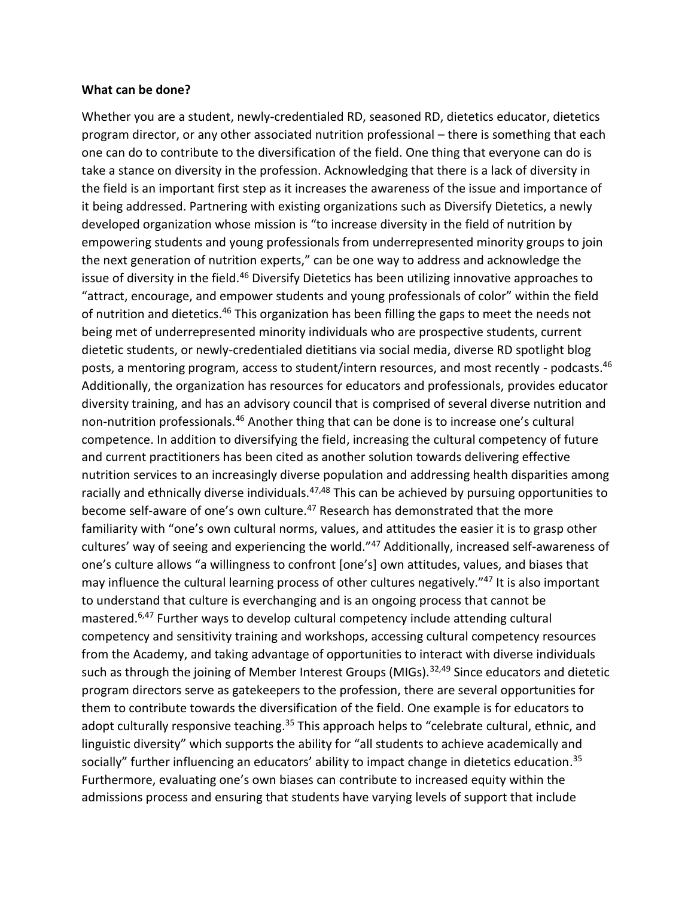**What can be done?**

Whether you are a student, newly-credentialed RD, seasoned RD, dietetics educator, dietetics program director, or any other associated nutrition professional – there is something that each one can do to contribute to the diversification of the field. One thing that everyone can do is take a stance on diversity in the profession. Acknowledging that there is a lack of diversity in the field is an important first step as it increases the awareness of the issue and importance of it being addressed. Partnering with existing organizations such as Diversify Dietetics, a newly developed organization whose mission is "to increase diversity in the field of nutrition by empowering students and young professionals from underrepresented minority groups to join the next generation of nutrition experts," can be one way to address and acknowledge the issue of diversity in the field.[46] Diversify Dietetics has been utilizing innovative approaches to "attract, encourage, and empower students and young professionals of color" within the field of nutrition and dietetics.[46] This organization has been filling the gaps to meet the needs not being met of underrepresented minority individuals who are prospective students, current dietetic students, or newly-credentialed dietitians via social media, diverse RD spotlight blog posts, a mentoring program, access to student/intern resources, and most recently - podcasts.[46] Additionally, the organization has resources for educators and professionals, provides educator diversity training, and has an advisory council that is comprised of several diverse nutrition and non-nutrition professionals.[46] Another thing that can be done is to increase one's cultural competence. In addition to diversifying the field, increasing the cultural competency of future and current practitioners has been cited as another solution towards delivering effective nutrition services to an increasingly diverse population and addressing health disparities among racially and ethnically diverse individuals.[47,48] This can be achieved by pursuing opportunities to become self-aware of one's own culture.[47] Research has demonstrated that the more familiarity with "one's own cultural norms, values, and attitudes the easier it is to grasp other cultures' way of seeing and experiencing the world."[47] Additionally, increased self-awareness of one's culture allows "a willingness to confront [one's] own attitudes, values, and biases that may influence the cultural learning process of other cultures negatively."[47] It is also important to understand that culture is everchanging and is an ongoing process that cannot be mastered.[6,47] Further ways to develop cultural competency include attending cultural competency and sensitivity training and workshops, accessing cultural competency resources from the Academy, and taking advantage of opportunities to interact with diverse individuals such as through the joining of Member Interest Groups (MIGs).[32,49] Since educators and dietetic program directors serve as gatekeepers to the profession, there are several opportunities for them to contribute towards the diversification of the field. One example is for educators to adopt culturally responsive teaching.[35] This approach helps to "celebrate cultural, ethnic, and linguistic diversity" which supports the ability for "all students to achieve academically and socially" further influencing an educators' ability to impact change in dietetics education.[35] Furthermore, evaluating one's own biases can contribute to increased equity within the admissions process and ensuring that students have varying levels of support that include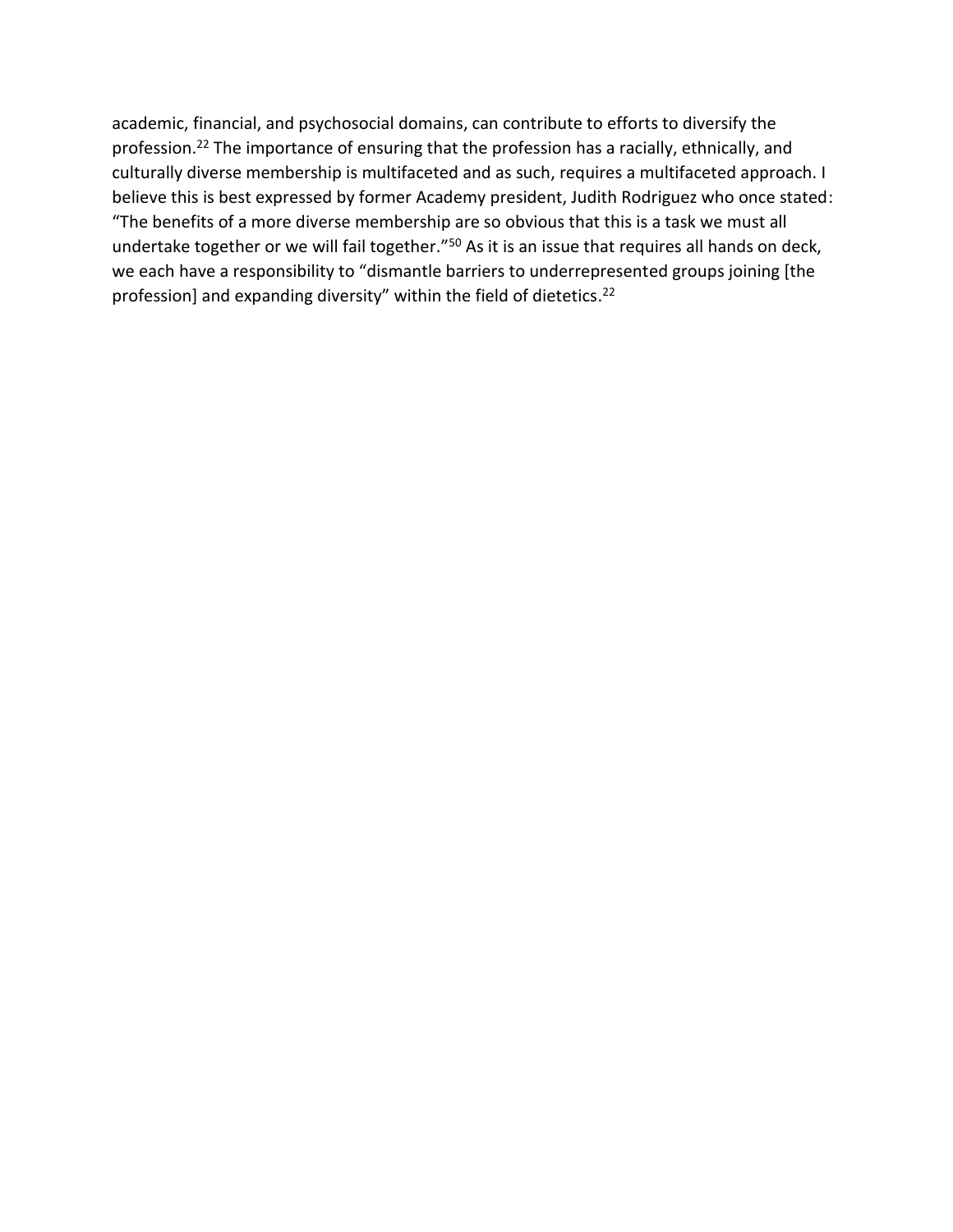academic, financial, and psychosocial domains, can contribute to efforts to diversify the profession.[22] The importance of ensuring that the profession has a racially, ethnically, and culturally diverse membership is multifaceted and as such, requires a multifaceted approach. I believe this is best expressed by former Academy president, Judith Rodriguez who once stated: "The benefits of a more diverse membership are so obvious that this is a task we must all undertake together or we will fail together."[50] As it is an issue that requires all hands on deck, we each have a responsibility to "dismantle barriers to underrepresented groups joining [the profession] and expanding diversity" within the field of dietetics.[22]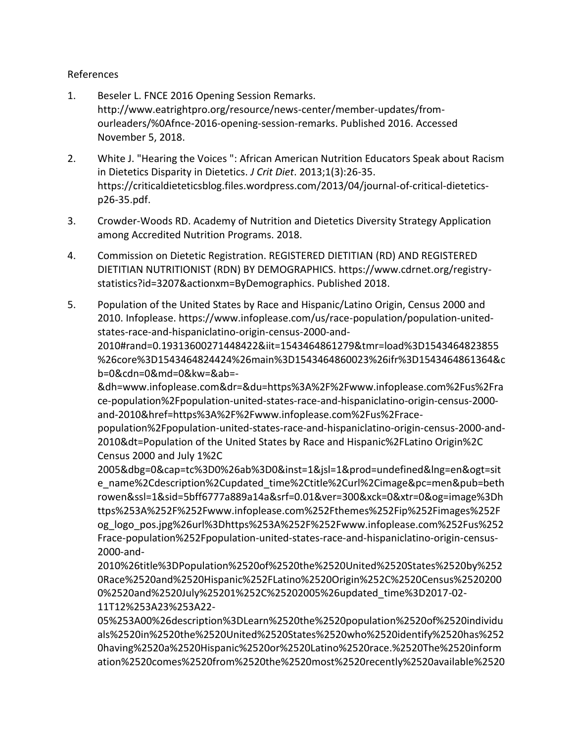References

1. Beseler L. FNCE 2016 Opening Session Remarks. http://www.eatrightpro.org/resource/news-center/member-updates/from-ourleaders/%0Afnce-2016-opening-session-remarks. Published 2016. Accessed November 5, 2018.

2. White J. "Hearing the Voices ": African American Nutrition Educators Speak about Racism in Dietetics Disparity in Dietetics. *J Crit Diet*. 2013;1(3):26-35. https://criticaldieteticsblog.files.wordpress.com/2013/04/journal-of-critical-dietetics-p26-35.pdf.

3. Crowder-Woods RD. Academy of Nutrition and Dietetics Diversity Strategy Application among Accredited Nutrition Programs. 2018.

4. Commission on Dietetic Registration. REGISTERED DIETITIAN (RD) AND REGISTERED DIETITIAN NUTRITIONIST (RDN) BY DEMOGRAPHICS. https://www.cdrnet.org/registry-statistics?id=3207&actionxm=ByDemographics. Published 2018.

5. Population of the United States by Race and Hispanic/Latino Origin, Census 2000 and 2010. Infoplease. https://www.infoplease.com/us/race-population/population-united-states-race-and-hispaniclatino-origin-census-2000-and-2010#rand=0.19313600271448422&iit=1543464861279&tmr=load%3D1543464823855%26core%3D1543464824424%26main%3D1543464860023%26ifr%3D1543464861364&cb=0&cdn=0&md=0&kw=&ab=-&dh=www.infoplease.com&dr=&du=https%3A%2F%2Fwww.infoplease.com%2Fus%2Frace-population%2Fpopulation-united-states-race-and-hispaniclatino-origin-census-2000-and-2010&href=https%3A%2F%2Fwww.infoplease.com%2Fus%2Frace-population%2Fpopulation-united-states-race-and-hispaniclatino-origin-census-2000-and-2010&dt=Population of the United States by Race and Hispanic%2FLatino Origin%2C Census 2000 and July 1%2C 2005&dbg=0&cap=tc%3D0%26ab%3D0&inst=1&jsl=1&prod=undefined&lng=en&ogt=site_name%2Cdescription%2Cupdated_time%2Ctitle%2Curl%2Cimage&pc=men&pub=bethrowen&ssl=1&sid=5bff6777a889a14a&srf=0.01&ver=300&xck=0&xtr=0&og=image%3Dhttps%253A%252F%252Fwww.infoplease.com%252Fthemes%252Fip%252Fimages%252Fog_logo_pos.jpg%26url%3Dhttps%253A%252F%252Fwww.infoplease.com%252Fus%252Frace-population%252Fpopulation-united-states-race-and-hispaniclatino-origin-census-2000-and-2010%26title%3DPopulation%2520of%2520the%2520United%2520States%2520by%2520Race%2520and%2520Hispanic%252FLatino%2520Origin%252C%2520Census%25202000%2520and%2520July%25201%252C%25202005%26updated_time%3D2017-02-11T12%253A23%253A22-05%253A00%26description%3DLearn%2520the%2520population%2520of%2520individuals%2520in%2520the%2520United%2520States%2520who%2520identify%2520has%2520having%2520a%2520Hispanic%2520or%2520Latino%2520race.%2520The%2520information%2520comes%2520from%2520the%2520most%2520recently%2520available%2520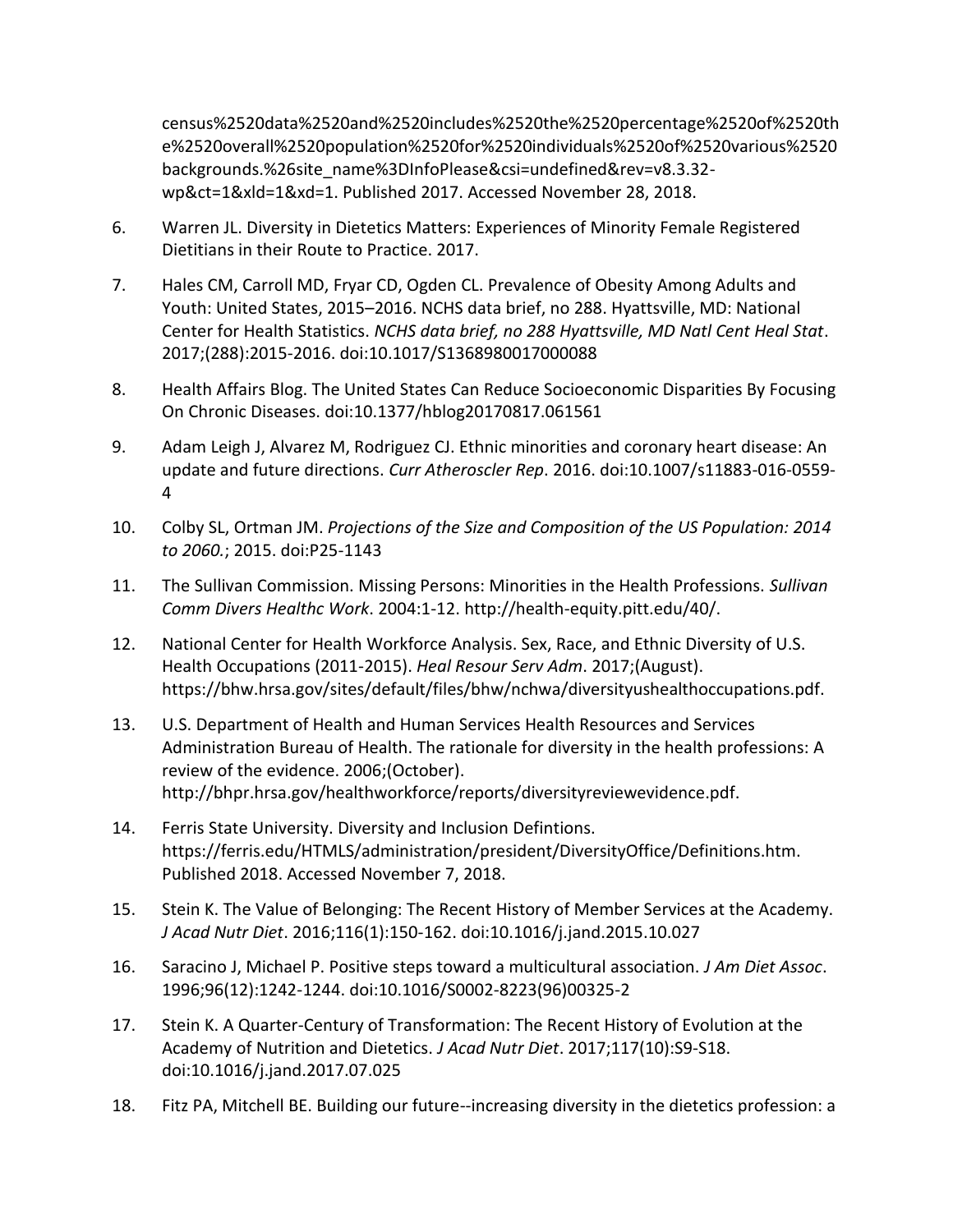census%2520data%2520and%2520includes%2520the%2520percentage%2520of%2520th e%2520overall%2520population%2520for%2520individuals%2520of%2520various%2520 backgrounds.%26site_name%3DInfoPlease&csi=undefined&rev=v8.3.32-wp&ct=1&xld=1&xd=1. Published 2017. Accessed November 28, 2018.

6. Warren JL. Diversity in Dietetics Matters: Experiences of Minority Female Registered Dietitians in their Route to Practice. 2017.

7. Hales CM, Carroll MD, Fryar CD, Ogden CL. Prevalence of Obesity Among Adults and Youth: United States, 2015–2016. NCHS data brief, no 288. Hyattsville, MD: National Center for Health Statistics. *NCHS data brief, no 288 Hyattsville, MD Natl Cent Heal Stat*. 2017;(288):2015-2016. doi:10.1017/S1368980017000088

8. Health Affairs Blog. The United States Can Reduce Socioeconomic Disparities By Focusing On Chronic Diseases. doi:10.1377/hblog20170817.061561

9. Adam Leigh J, Alvarez M, Rodriguez CJ. Ethnic minorities and coronary heart disease: An update and future directions. *Curr Atheroscler Rep*. 2016. doi:10.1007/s11883-016-0559-4

10. Colby SL, Ortman JM. *Projections of the Size and Composition of the US Population: 2014 to 2060.*; 2015. doi:P25-1143

11. The Sullivan Commission. Missing Persons: Minorities in the Health Professions. *Sullivan Comm Divers Healthc Work*. 2004:1-12. http://health-equity.pitt.edu/40/.

12. National Center for Health Workforce Analysis. Sex, Race, and Ethnic Diversity of U.S. Health Occupations (2011-2015). *Heal Resour Serv Adm*. 2017;(August). https://bhw.hrsa.gov/sites/default/files/bhw/nchwa/diversityushealthoccupations.pdf.

13. U.S. Department of Health and Human Services Health Resources and Services Administration Bureau of Health. The rationale for diversity in the health professions: A review of the evidence. 2006;(October). http://bhpr.hrsa.gov/healthworkforce/reports/diversityreviewevidence.pdf.

14. Ferris State University. Diversity and Inclusion Defintions. https://ferris.edu/HTMLS/administration/president/DiversityOffice/Definitions.htm. Published 2018. Accessed November 7, 2018.

15. Stein K. The Value of Belonging: The Recent History of Member Services at the Academy. *J Acad Nutr Diet*. 2016;116(1):150-162. doi:10.1016/j.jand.2015.10.027

16. Saracino J, Michael P. Positive steps toward a multicultural association. *J Am Diet Assoc*. 1996;96(12):1242-1244. doi:10.1016/S0002-8223(96)00325-2

17. Stein K. A Quarter-Century of Transformation: The Recent History of Evolution at the Academy of Nutrition and Dietetics. *J Acad Nutr Diet*. 2017;117(10):S9-S18. doi:10.1016/j.jand.2017.07.025

18. Fitz PA, Mitchell BE. Building our future--increasing diversity in the dietetics profession: a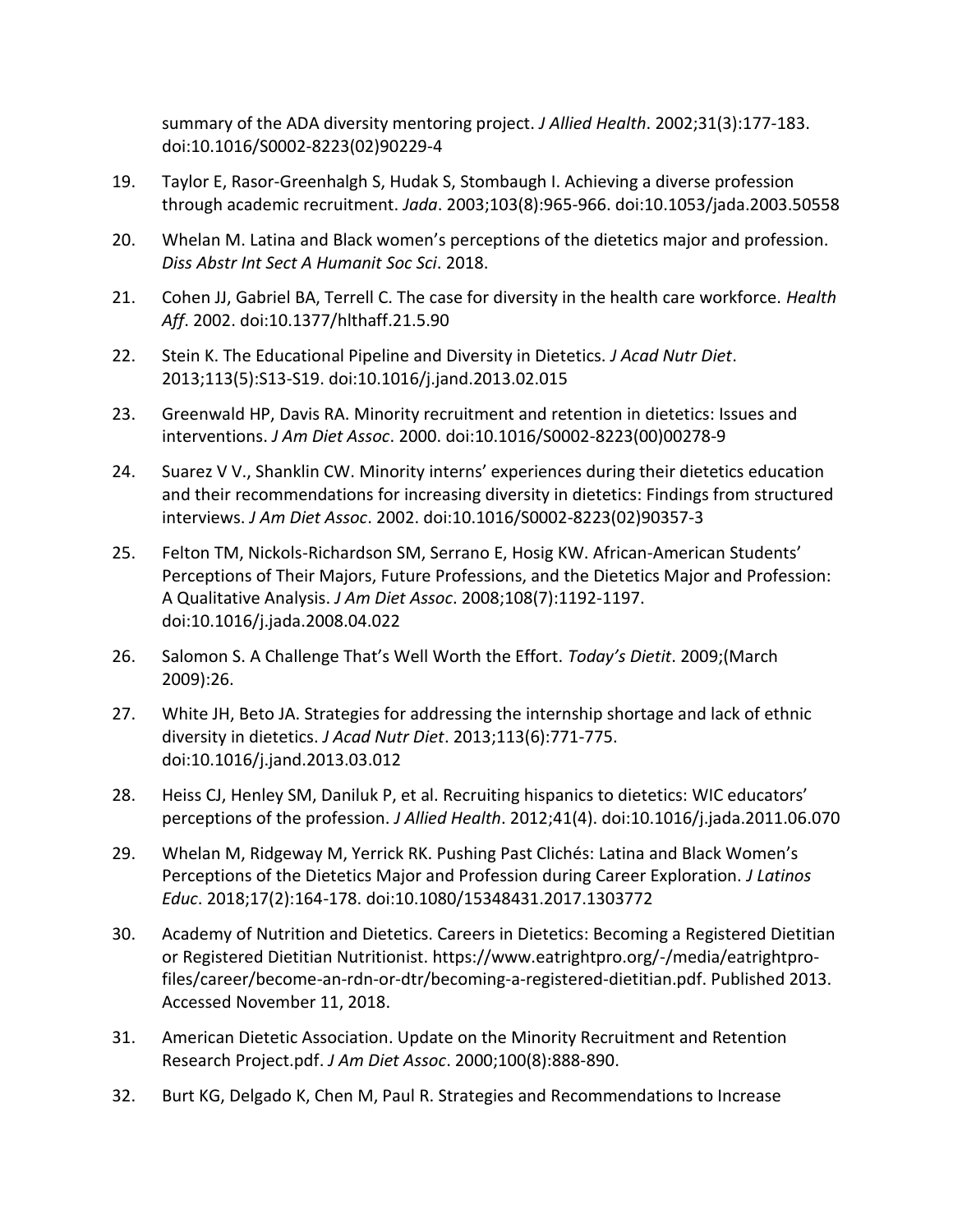summary of the ADA diversity mentoring project. *J Allied Health*. 2002;31(3):177-183. doi:10.1016/S0002-8223(02)90229-4

19. Taylor E, Rasor-Greenhalgh S, Hudak S, Stombaugh I. Achieving a diverse profession through academic recruitment. *Jada*. 2003;103(8):965-966. doi:10.1053/jada.2003.50558

20. Whelan M. Latina and Black women's perceptions of the dietetics major and profession. *Diss Abstr Int Sect A Humanit Soc Sci*. 2018.

21. Cohen JJ, Gabriel BA, Terrell C. The case for diversity in the health care workforce. *Health Aff*. 2002. doi:10.1377/hlthaff.21.5.90

22. Stein K. The Educational Pipeline and Diversity in Dietetics. *J Acad Nutr Diet*. 2013;113(5):S13-S19. doi:10.1016/j.jand.2013.02.015

23. Greenwald HP, Davis RA. Minority recruitment and retention in dietetics: Issues and interventions. *J Am Diet Assoc*. 2000. doi:10.1016/S0002-8223(00)00278-9

24. Suarez V V., Shanklin CW. Minority interns' experiences during their dietetics education and their recommendations for increasing diversity in dietetics: Findings from structured interviews. *J Am Diet Assoc*. 2002. doi:10.1016/S0002-8223(02)90357-3

25. Felton TM, Nickols-Richardson SM, Serrano E, Hosig KW. African-American Students' Perceptions of Their Majors, Future Professions, and the Dietetics Major and Profession: A Qualitative Analysis. *J Am Diet Assoc*. 2008;108(7):1192-1197. doi:10.1016/j.jada.2008.04.022

26. Salomon S. A Challenge That's Well Worth the Effort. *Today's Dietit*. 2009;(March 2009):26.

27. White JH, Beto JA. Strategies for addressing the internship shortage and lack of ethnic diversity in dietetics. *J Acad Nutr Diet*. 2013;113(6):771-775. doi:10.1016/j.jand.2013.03.012

28. Heiss CJ, Henley SM, Daniluk P, et al. Recruiting hispanics to dietetics: WIC educators' perceptions of the profession. *J Allied Health*. 2012;41(4). doi:10.1016/j.jada.2011.06.070

29. Whelan M, Ridgeway M, Yerrick RK. Pushing Past Clichés: Latina and Black Women's Perceptions of the Dietetics Major and Profession during Career Exploration. *J Latinos Educ*. 2018;17(2):164-178. doi:10.1080/15348431.2017.1303772

30. Academy of Nutrition and Dietetics. Careers in Dietetics: Becoming a Registered Dietitian or Registered Dietitian Nutritionist. https://www.eatrightpro.org/-/media/eatrightpro-files/career/become-an-rdn-or-dtr/becoming-a-registered-dietitian.pdf. Published 2013. Accessed November 11, 2018.

31. American Dietetic Association. Update on the Minority Recruitment and Retention Research Project.pdf. *J Am Diet Assoc*. 2000;100(8):888-890.

32. Burt KG, Delgado K, Chen M, Paul R. Strategies and Recommendations to Increase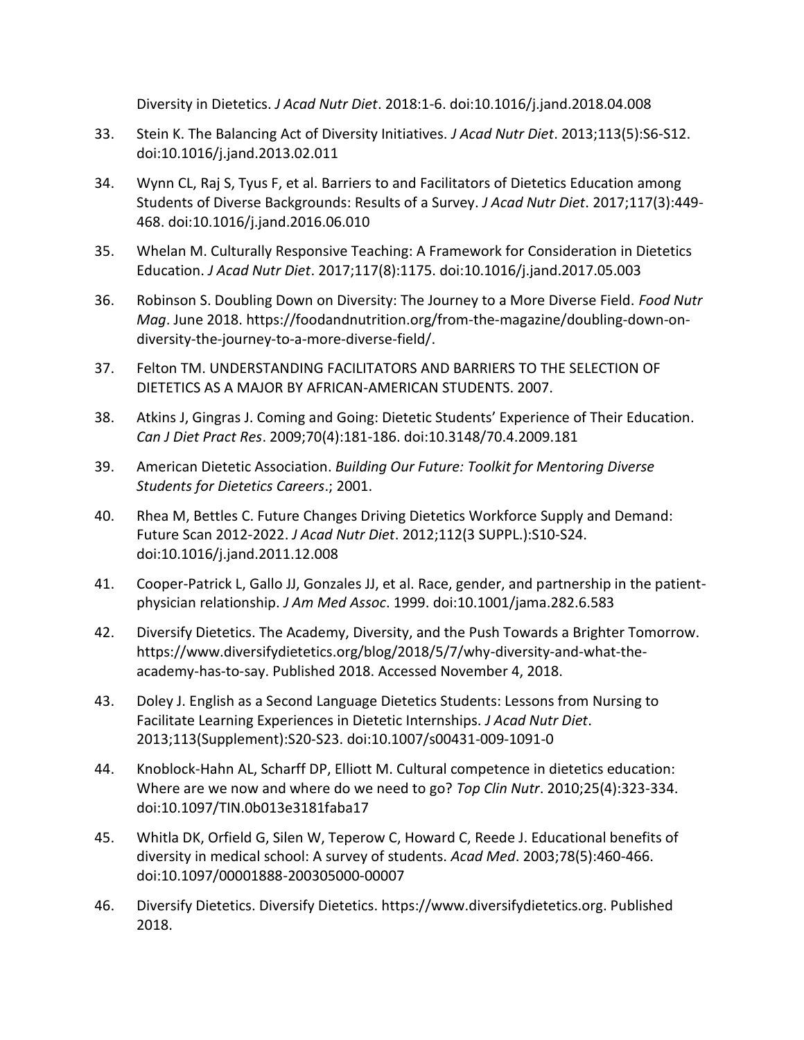Diversity in Dietetics. *J Acad Nutr Diet*. 2018:1-6. doi:10.1016/j.jand.2018.04.008

33. Stein K. The Balancing Act of Diversity Initiatives. *J Acad Nutr Diet*. 2013;113(5):S6-S12. doi:10.1016/j.jand.2013.02.011

34. Wynn CL, Raj S, Tyus F, et al. Barriers to and Facilitators of Dietetics Education among Students of Diverse Backgrounds: Results of a Survey. *J Acad Nutr Diet*. 2017;117(3):449-468. doi:10.1016/j.jand.2016.06.010

35. Whelan M. Culturally Responsive Teaching: A Framework for Consideration in Dietetics Education. *J Acad Nutr Diet*. 2017;117(8):1175. doi:10.1016/j.jand.2017.05.003

36. Robinson S. Doubling Down on Diversity: The Journey to a More Diverse Field. *Food Nutr Mag*. June 2018. https://foodandnutrition.org/from-the-magazine/doubling-down-on-diversity-the-journey-to-a-more-diverse-field/.

37. Felton TM. UNDERSTANDING FACILITATORS AND BARRIERS TO THE SELECTION OF DIETETICS AS A MAJOR BY AFRICAN-AMERICAN STUDENTS. 2007.

38. Atkins J, Gingras J. Coming and Going: Dietetic Students' Experience of Their Education. *Can J Diet Pract Res*. 2009;70(4):181-186. doi:10.3148/70.4.2009.181

39. American Dietetic Association. *Building Our Future: Toolkit for Mentoring Diverse Students for Dietetics Careers*.; 2001.

40. Rhea M, Bettles C. Future Changes Driving Dietetics Workforce Supply and Demand: Future Scan 2012-2022. *J Acad Nutr Diet*. 2012;112(3 SUPPL.):S10-S24. doi:10.1016/j.jand.2011.12.008

41. Cooper-Patrick L, Gallo JJ, Gonzales JJ, et al. Race, gender, and partnership in the patient-physician relationship. *J Am Med Assoc*. 1999. doi:10.1001/jama.282.6.583

42. Diversify Dietetics. The Academy, Diversity, and the Push Towards a Brighter Tomorrow. https://www.diversifydietetics.org/blog/2018/5/7/why-diversity-and-what-the-academy-has-to-say. Published 2018. Accessed November 4, 2018.

43. Doley J. English as a Second Language Dietetics Students: Lessons from Nursing to Facilitate Learning Experiences in Dietetic Internships. *J Acad Nutr Diet*. 2013;113(Supplement):S20-S23. doi:10.1007/s00431-009-1091-0

44. Knoblock-Hahn AL, Scharff DP, Elliott M. Cultural competence in dietetics education: Where are we now and where do we need to go? *Top Clin Nutr*. 2010;25(4):323-334. doi:10.1097/TIN.0b013e3181faba17

45. Whitla DK, Orfield G, Silen W, Teperow C, Howard C, Reede J. Educational benefits of diversity in medical school: A survey of students. *Acad Med*. 2003;78(5):460-466. doi:10.1097/00001888-200305000-00007

46. Diversify Dietetics. Diversify Dietetics. https://www.diversifydietetics.org. Published 2018.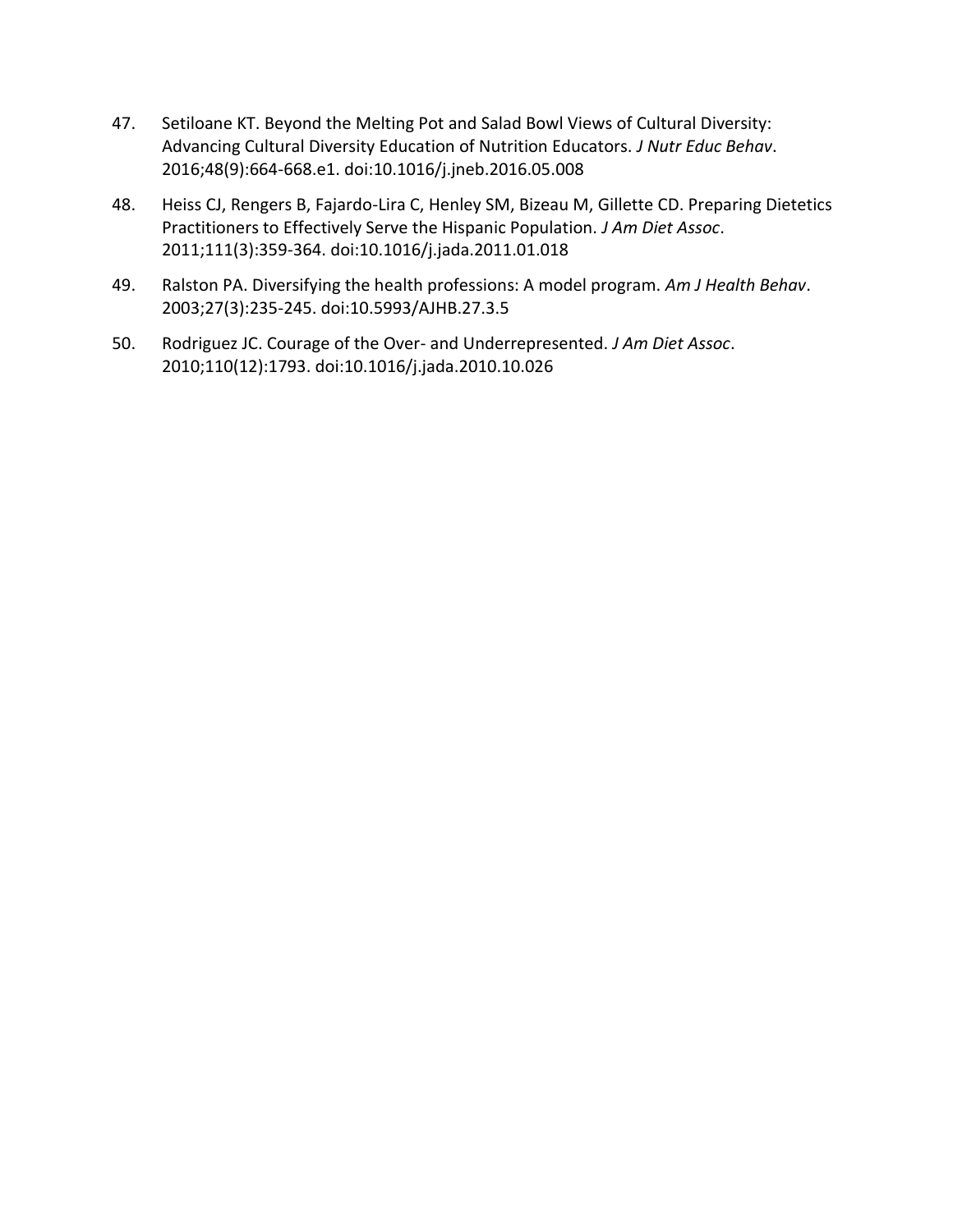47. Setiloane KT. Beyond the Melting Pot and Salad Bowl Views of Cultural Diversity: Advancing Cultural Diversity Education of Nutrition Educators. *J Nutr Educ Behav*. 2016;48(9):664-668.e1. doi:10.1016/j.jneb.2016.05.008

48. Heiss CJ, Rengers B, Fajardo-Lira C, Henley SM, Bizeau M, Gillette CD. Preparing Dietetics Practitioners to Effectively Serve the Hispanic Population. *J Am Diet Assoc*. 2011;111(3):359-364. doi:10.1016/j.jada.2011.01.018

49. Ralston PA. Diversifying the health professions: A model program. *Am J Health Behav*. 2003;27(3):235-245. doi:10.5993/AJHB.27.3.5

50. Rodriguez JC. Courage of the Over- and Underrepresented. *J Am Diet Assoc*. 2010;110(12):1793. doi:10.1016/j.jada.2010.10.026